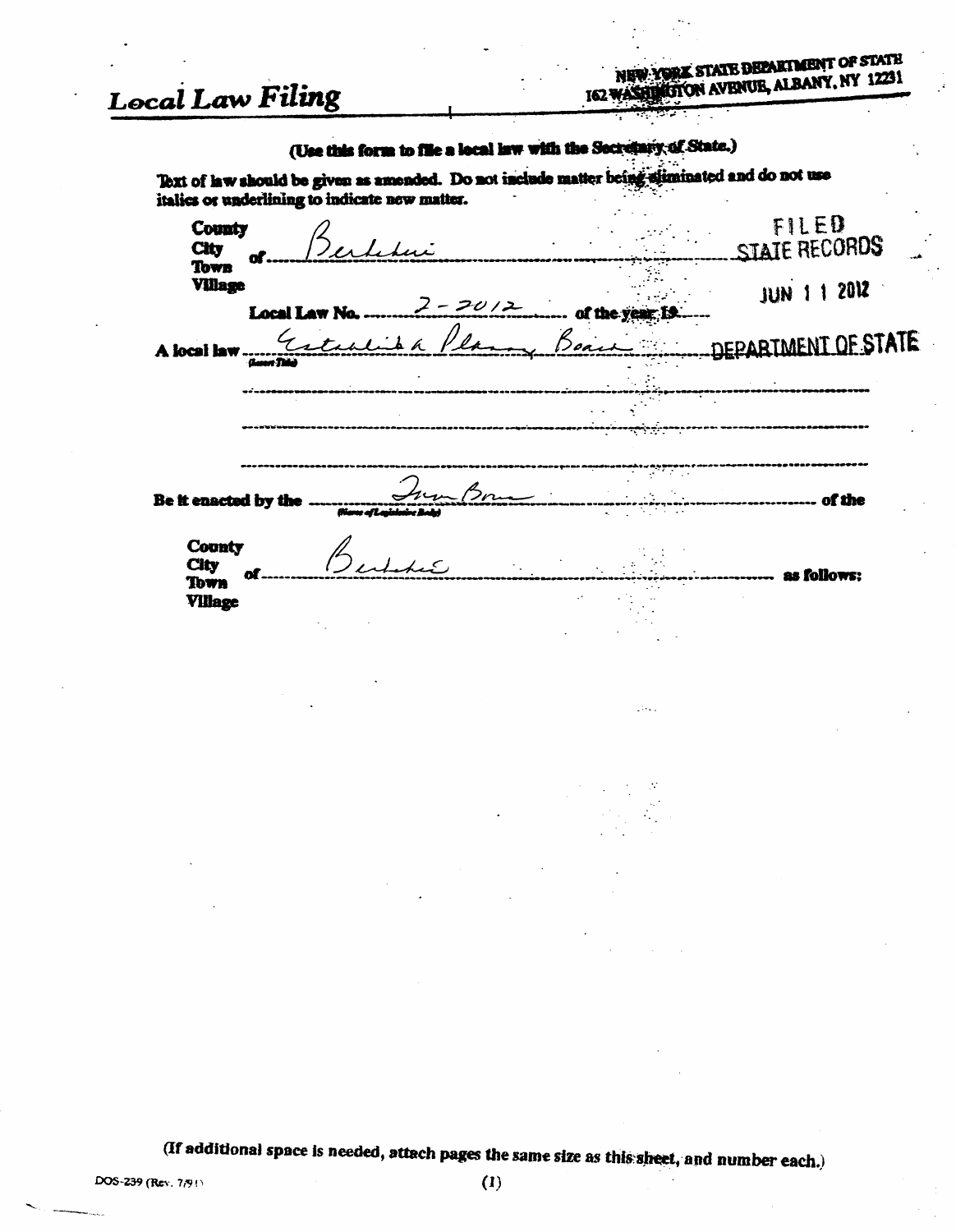# Local Law Filing

NEW YORK STATE DEPARTMENT OF STATE
162 WASHINGTON AVENUE, ALBANY, NY 12231

**(Use this form to file a local law with the Secretary of State.)**

**Text of law should be given as amended. Do not include matter being eliminated and do not use italics or underlining to indicate new matter.**

FILED
STATE RECORDS
JUN 11 2012
DEPARTMENT OF STATE

**County**
**City** **of** Berkshire
**Town**
**Village**

**Local Law No.** 2-2012 **of the year 19**

**A local law** Establish a Planning Board
(Insert Title)

**Be it enacted by the** Town Board **of the**
(Name of Legislative Body)

**County**
**City** **of** Berkshire **as follows:**
**Town**
**Village**

(If additional space is needed, attach pages the same size as this sheet, and number each.)

DOS-239 (Rev. 7/91)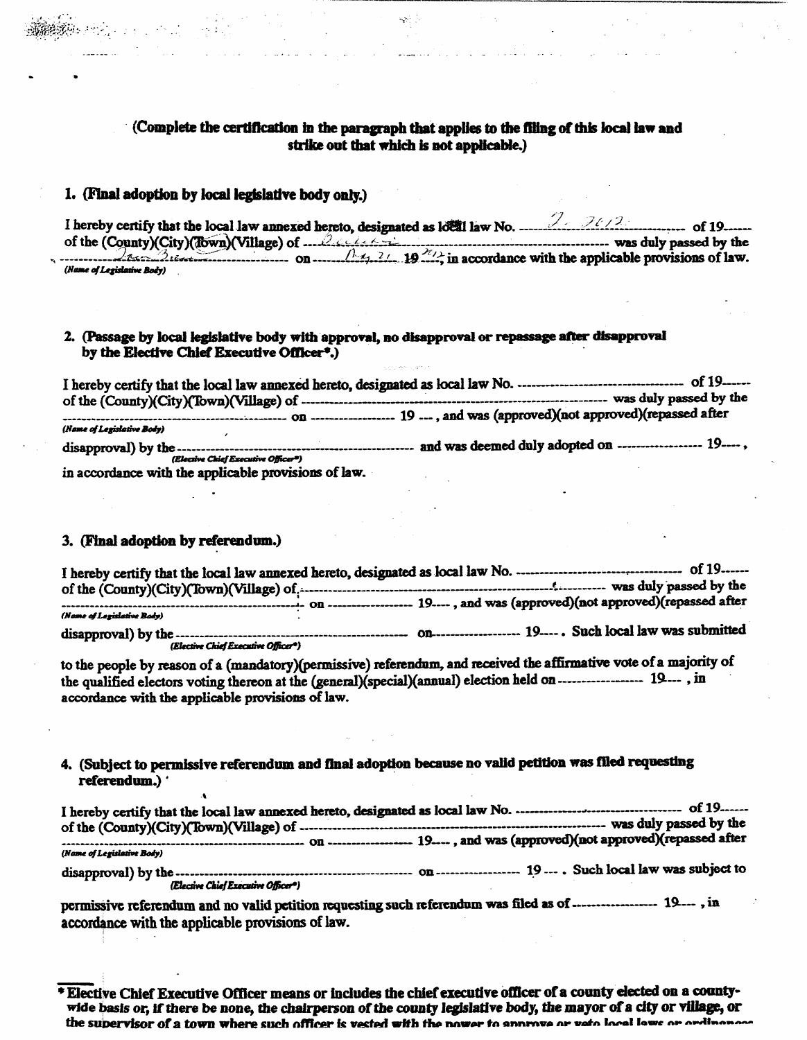(Complete the certification in the paragraph that applies to the filing of this local law and strike out that which is not applicable.)

**1. (Final adoption by local legislative body only.)**

I hereby certify that the local law annexed hereto, designated as local law No. ---- 2 - 2012 ---- of 19----- of the (County)(City)(Town)(Village) of ---- ---- was duly passed by the ---- Town Board ---- on ---- Aug 21 19 2012, in accordance with the applicable provisions of law.
*(Name of Legislative Body)*

**2. (Passage by local legislative body with approval, no disapproval or repassage after disapproval by the Elective Chief Executive Officer*.)**

I hereby certify that the local law annexed hereto, designated as local law No. ---------------------------------- of 19------ of the (County)(City)(Town)(Village) of -------------------------------------------------------------------- was duly passed by the ---------------------------------------------- on ------------------ 19 ---, and was (approved)(not approved)(repassed after
*(Name of Legislative Body)*
disapproval) by the ------------------------------------------------ and was deemed duly adopted on ------------------ 19----,
*(Elective Chief Executive Officer*)*
in accordance with the applicable provisions of law.

**3. (Final adoption by referendum.)**

I hereby certify that the local law annexed hereto, designated as local law No. ---------------------------------- of 19------ of the (County)(City)(Town)(Village) of -------------------------------------------------------------------- was duly passed by the ---------------------------------------------- on ------------------ 19----, and was (approved)(not approved)(repassed after
*(Name of Legislative Body)*
disapproval) by the ------------------------------------------------ on------------------ 19----. Such local law was submitted
*(Elective Chief Executive Officer*)*
to the people by reason of a (mandatory)(permissive) referendum, and received the affirmative vote of a majority of the qualified electors voting thereon at the (general)(special)(annual) election held on ------------------ 19---- , in accordance with the applicable provisions of law.

**4. (Subject to permissive referendum and final adoption because no valid petition was filed requesting referendum.)**

I hereby certify that the local law annexed hereto, designated as local law No. ---------------------------------- of 19------ of the (County)(City)(Town)(Village) of -------------------------------------------------------------------- was duly passed by the ---------------------------------------------- on ------------------ 19----, and was (approved)(not approved)(repassed after
*(Name of Legislative Body)*
disapproval) by the ------------------------------------------------ on ------------------ 19 ---. Such local law was subject to
*(Elective Chief Executive Officer*)*
permissive referendum and no valid petition requesting such referendum was filed as of ------------------ 19---- , in accordance with the applicable provisions of law.

---

**\* Elective Chief Executive Officer means or includes the chief executive officer of a county elected on a county-wide basis or, if there be none, the chairperson of the county legislative body, the mayor of a city or village, or the supervisor of a town where such officer is vested with the power to approve or veto local laws or ordinances**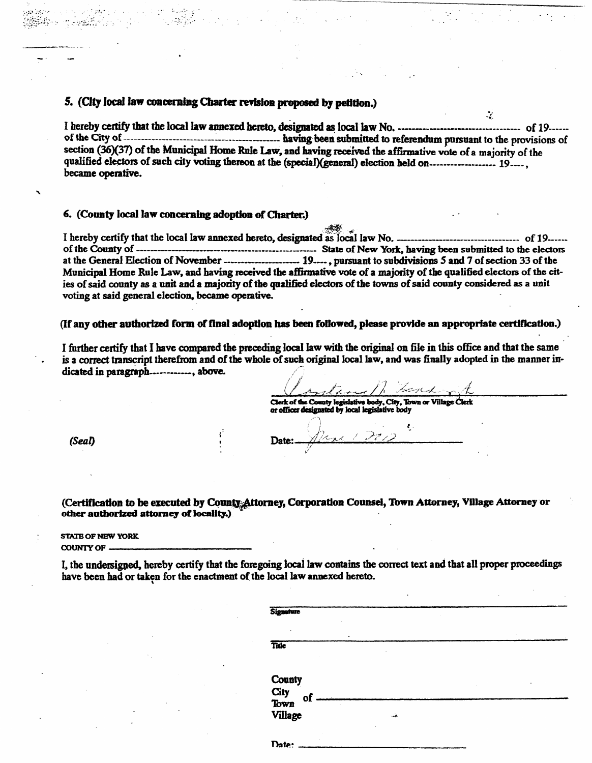**5. (City local law concerning Charter revision proposed by petition.)**

I hereby certify that the local law annexed hereto, designated as local law No. --------------------------------- of 19------ of the City of ------------------------------------------ having been submitted to referendum pursuant to the provisions of section (36)(37) of the Municipal Home Rule Law, and having received the affirmative vote of a majority of the qualified electors of such city voting thereon at the (special)(general) election held on------------------ 19----, became operative.

**6. (County local law concerning adoption of Charter.)**

I hereby certify that the local law annexed hereto, designated as local law No. --------------------------------- of 19------ of the County of ------------------------------------------------ State of New York, having been submitted to the electors at the General Election of November -------------------- 19----, pursuant to subdivisions 5 and 7 of section 33 of the Municipal Home Rule Law, and having received the affirmative vote of a majority of the qualified electors of the cities of said county as a unit and a majority of the qualified electors of the towns of said county considered as a unit voting at said general election, became operative.

**(If any other authorized form of final adoption has been followed, please provide an appropriate certification.)**

I further certify that I have compared the preceding local law with the original on file in this office and that the same is a correct transcript therefrom and of the whole of such original local law, and was finally adopted in the manner indicated in paragraph-----------, above.

Constance N. Lindquist

Clerk of the County legislative body, City, Town or Village Clerk or officer designated by local legislative body

*(Seal)*

Date: June 1 2012

**(Certification to be executed by County Attorney, Corporation Counsel, Town Attorney, Village Attorney or other authorized attorney of locality.)**

STATE OF NEW YORK
COUNTY OF ____________________________

I, the undersigned, hereby certify that the foregoing local law contains the correct text and that all proper proceedings have been had or taken for the enactment of the local law annexed hereto.

______________________________
Signature

______________________________
Title

County
City
Town
Village
of ______________________________

Date: ______________________________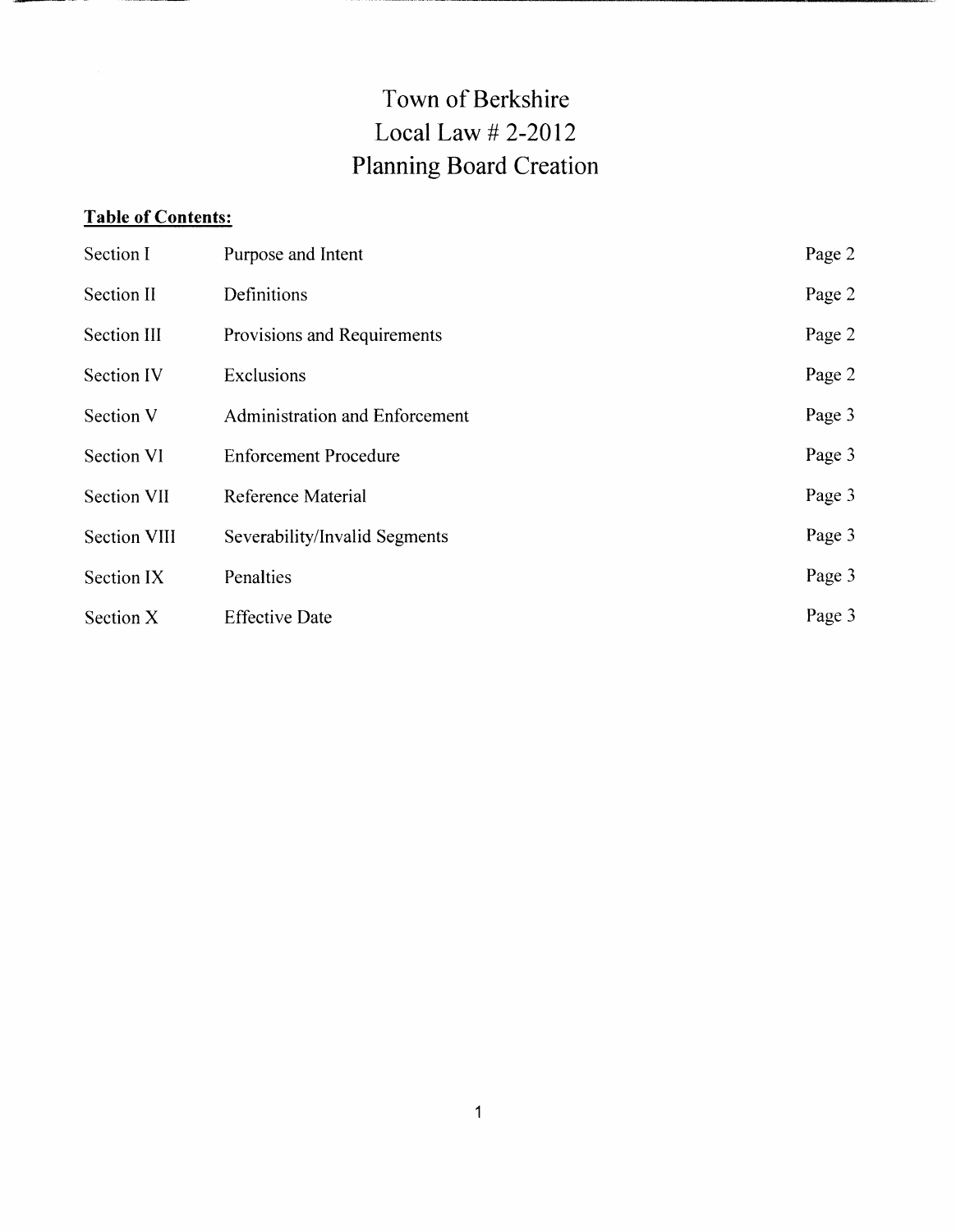# Town of Berkshire
# Local Law # 2-2012
# Planning Board Creation

**Table of Contents:**

| | | |
|---|---|---|
| Section I | Purpose and Intent | Page 2 |
| Section II | Definitions | Page 2 |
| Section III | Provisions and Requirements | Page 2 |
| Section IV | Exclusions | Page 2 |
| Section V | Administration and Enforcement | Page 3 |
| Section VI | Enforcement Procedure | Page 3 |
| Section VII | Reference Material | Page 3 |
| Section VIII | Severability/Invalid Segments | Page 3 |
| Section IX | Penalties | Page 3 |
| Section X | Effective Date | Page 3 |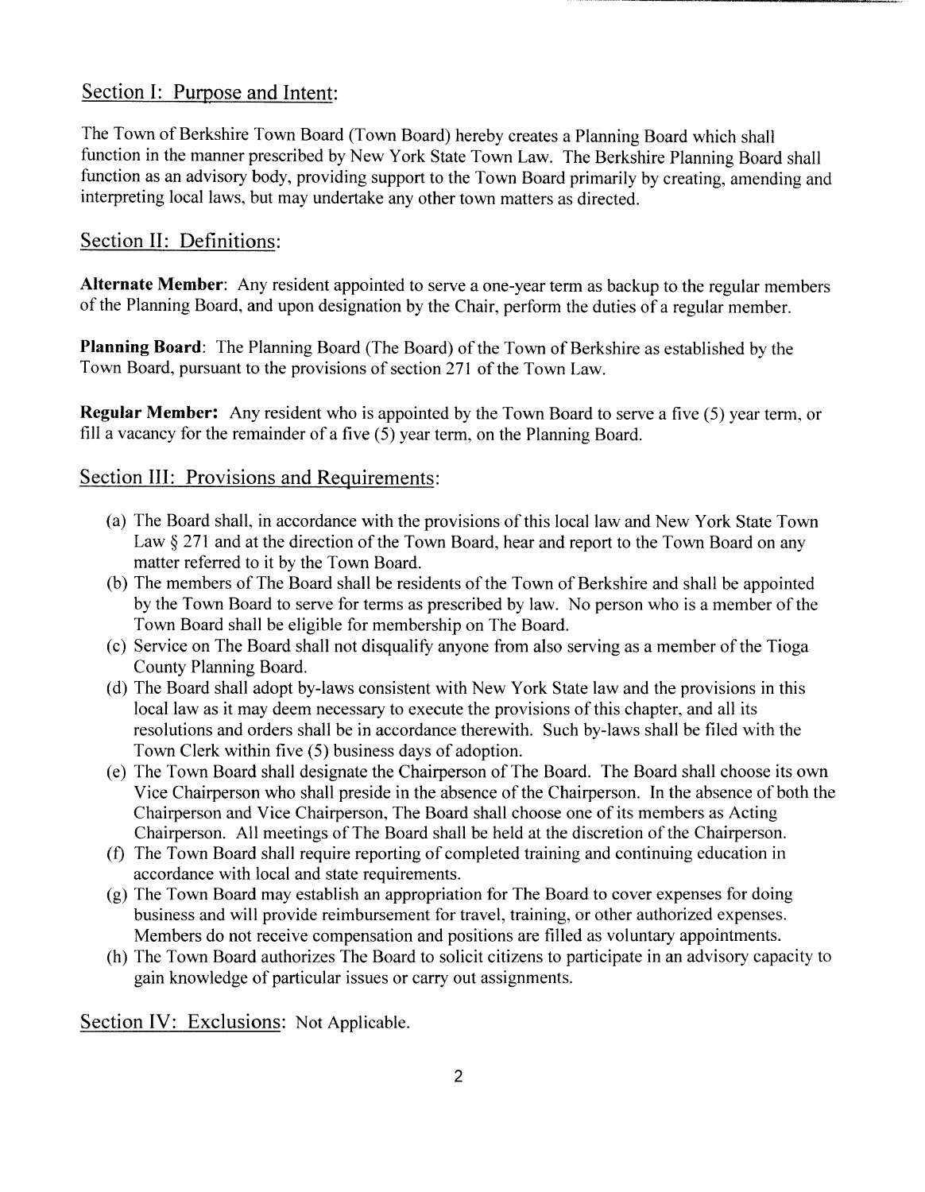## Section I: Purpose and Intent:

The Town of Berkshire Town Board (Town Board) hereby creates a Planning Board which shall function in the manner prescribed by New York State Town Law. The Berkshire Planning Board shall function as an advisory body, providing support to the Town Board primarily by creating, amending and interpreting local laws, but may undertake any other town matters as directed.

## Section II: Definitions:

**Alternate Member**: Any resident appointed to serve a one-year term as backup to the regular members of the Planning Board, and upon designation by the Chair, perform the duties of a regular member.

**Planning Board**: The Planning Board (The Board) of the Town of Berkshire as established by the Town Board, pursuant to the provisions of section 271 of the Town Law.

**Regular Member:** Any resident who is appointed by the Town Board to serve a five (5) year term, or fill a vacancy for the remainder of a five (5) year term, on the Planning Board.

## Section III: Provisions and Requirements:

(a) The Board shall, in accordance with the provisions of this local law and New York State Town Law § 271 and at the direction of the Town Board, hear and report to the Town Board on any matter referred to it by the Town Board.

(b) The members of The Board shall be residents of the Town of Berkshire and shall be appointed by the Town Board to serve for terms as prescribed by law. No person who is a member of the Town Board shall be eligible for membership on The Board.

(c) Service on The Board shall not disqualify anyone from also serving as a member of the Tioga County Planning Board.

(d) The Board shall adopt by-laws consistent with New York State law and the provisions in this local law as it may deem necessary to execute the provisions of this chapter, and all its resolutions and orders shall be in accordance therewith. Such by-laws shall be filed with the Town Clerk within five (5) business days of adoption.

(e) The Town Board shall designate the Chairperson of The Board. The Board shall choose its own Vice Chairperson who shall preside in the absence of the Chairperson. In the absence of both the Chairperson and Vice Chairperson, The Board shall choose one of its members as Acting Chairperson. All meetings of The Board shall be held at the discretion of the Chairperson.

(f) The Town Board shall require reporting of completed training and continuing education in accordance with local and state requirements.

(g) The Town Board may establish an appropriation for The Board to cover expenses for doing business and will provide reimbursement for travel, training, or other authorized expenses. Members do not receive compensation and positions are filled as voluntary appointments.

(h) The Town Board authorizes The Board to solicit citizens to participate in an advisory capacity to gain knowledge of particular issues or carry out assignments.

## Section IV: Exclusions: Not Applicable.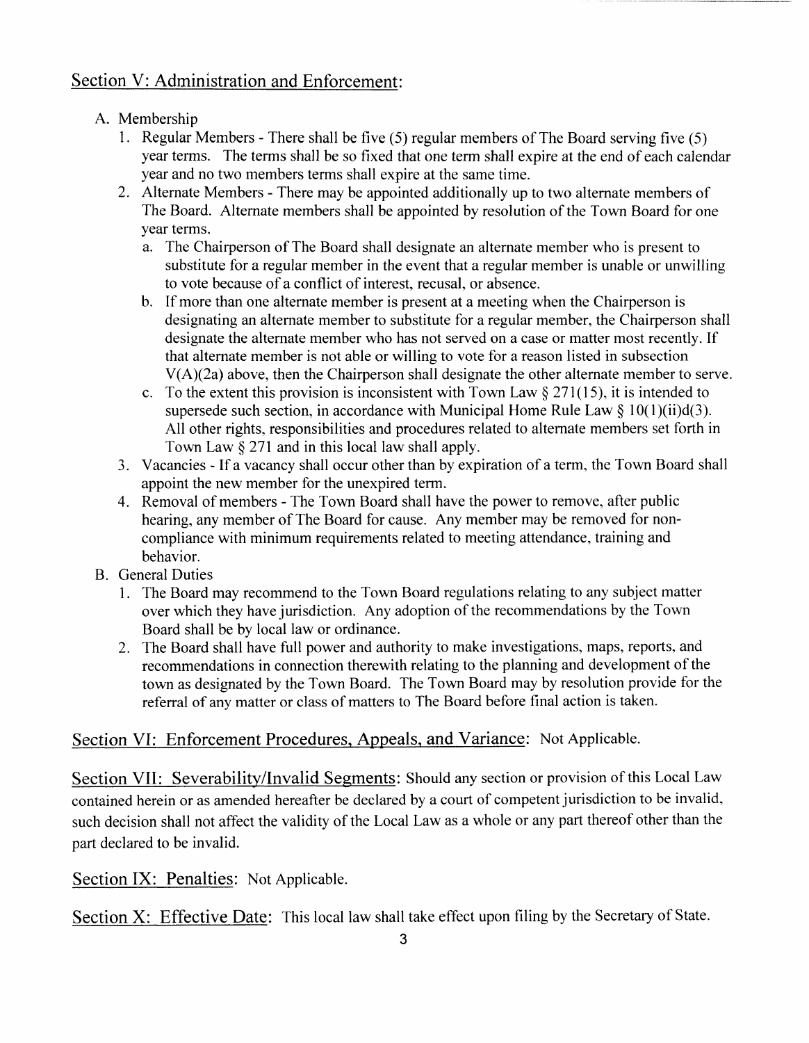## Section V: Administration and Enforcement:

A. Membership
   1. Regular Members - There shall be five (5) regular members of The Board serving five (5) year terms. The terms shall be so fixed that one term shall expire at the end of each calendar year and no two members terms shall expire at the same time.
   2. Alternate Members - There may be appointed additionally up to two alternate members of The Board. Alternate members shall be appointed by resolution of the Town Board for one year terms.
      a. The Chairperson of The Board shall designate an alternate member who is present to substitute for a regular member in the event that a regular member is unable or unwilling to vote because of a conflict of interest, recusal, or absence.
      b. If more than one alternate member is present at a meeting when the Chairperson is designating an alternate member to substitute for a regular member, the Chairperson shall designate the alternate member who has not served on a case or matter most recently. If that alternate member is not able or willing to vote for a reason listed in subsection V(A)(2a) above, then the Chairperson shall designate the other alternate member to serve.
      c. To the extent this provision is inconsistent with Town Law § 271(15), it is intended to supersede such section, in accordance with Municipal Home Rule Law § 10(1)(ii)d(3). All other rights, responsibilities and procedures related to alternate members set forth in Town Law § 271 and in this local law shall apply.
   3. Vacancies - If a vacancy shall occur other than by expiration of a term, the Town Board shall appoint the new member for the unexpired term.
   4. Removal of members - The Town Board shall have the power to remove, after public hearing, any member of The Board for cause. Any member may be removed for non-compliance with minimum requirements related to meeting attendance, training and behavior.

B. General Duties
   1. The Board may recommend to the Town Board regulations relating to any subject matter over which they have jurisdiction. Any adoption of the recommendations by the Town Board shall be by local law or ordinance.
   2. The Board shall have full power and authority to make investigations, maps, reports, and recommendations in connection therewith relating to the planning and development of the town as designated by the Town Board. The Town Board may by resolution provide for the referral of any matter or class of matters to The Board before final action is taken.

## Section VI: Enforcement Procedures, Appeals, and Variance: Not Applicable.

## Section VII: Severability/Invalid Segments: Should any section or provision of this Local Law contained herein or as amended hereafter be declared by a court of competent jurisdiction to be invalid, such decision shall not affect the validity of the Local Law as a whole or any part thereof other than the part declared to be invalid.

## Section IX: Penalties: Not Applicable.

## Section X: Effective Date: This local law shall take effect upon filing by the Secretary of State.